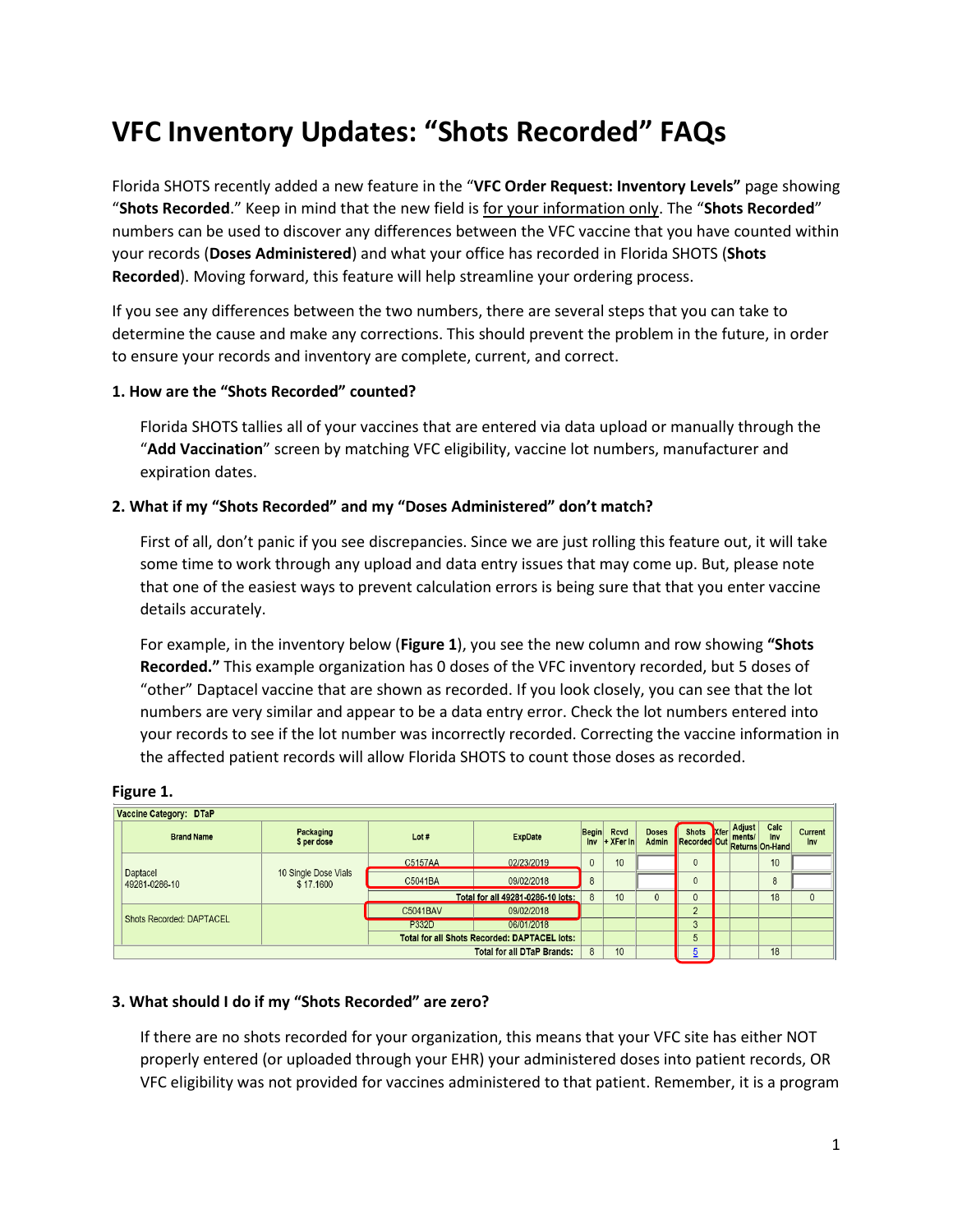# VFC Inventory Updates: "Shots Recorded" FAQs

Florida SHOTS recently added a new feature in the "**VFC Order Request: Inventory Levels**" page showing "**Shots Recorded**." Keep in mind that the new field is for your information only. The "**Shots Recorded**" numbers can be used to discover any differences between the VFC vaccine that you have counted within your records (**Doses Administered**) and what your office has recorded in Florida SHOTS (**Shots Recorded**). Moving forward, this feature will help streamline your ordering process.

If you see any differences between the two numbers, there are several steps that you can take to determine the cause and make any corrections. This should prevent the problem in the future, in order to ensure your records and inventory are complete, current, and correct.

**1. How are the "Shots Recorded" counted?**

Florida SHOTS tallies all of your vaccines that are entered via data upload or manually through the "**Add Vaccination**" screen by matching VFC eligibility, vaccine lot numbers, manufacturer and expiration dates.

**2. What if my "Shots Recorded" and my "Doses Administered" don't match?**

First of all, don't panic if you see discrepancies. Since we are just rolling this feature out, it will take some time to work through any upload and data entry issues that may come up. But, please note that one of the easiest ways to prevent calculation errors is being sure that that you enter vaccine details accurately.

For example, in the inventory below (**Figure 1**), you see the new column and row showing **"Shots Recorded."** This example organization has 0 doses of the VFC inventory recorded, but 5 doses of "other" Daptacel vaccine that are shown as recorded. If you look closely, you can see that the lot numbers are very similar and appear to be a data entry error. Check the lot numbers entered into your records to see if the lot number was incorrectly recorded. Correcting the vaccine information in the affected patient records will allow Florida SHOTS to count those doses as recorded.

**Figure 1.**

| Vaccine Category: DTaP | | | | | | | | | | | | |
|---|---|---|---|---|---|---|---|---|---|---|---|---|
| Brand Name | Packaging $ per dose | Lot # | ExpDate | Begin Inv | Rcvd + XFer In | Doses Admin | Shots Recorded | Xfer Out | Adjustments/ Returns | Calc Inv On-Hand | Current Inv |
| Daptacel 49281-0286-10 | 10 Single Dose Vials $ 17.1600 | C5157AA | 02/23/2019 | 0 | 10 | | 0 | | | 10 | |
| | | C5041BA | 09/02/2018 | 8 | | | 0 | | | 8 | |
| | | Total for all 49281-0286-10 lots: | | 8 | 10 | 0 | 0 | | | 18 | 0 |
| Shots Recorded: DAPTACEL | | C5041BAV | 09/02/2018 | | | | 2 | | | | |
| | | P332D | 06/01/2018 | | | | 3 | | | | |
| | | Total for all Shots Recorded: DAPTACEL lots: | | | | | 5 | | | | |
| | | | Total for all DTaP Brands: | 8 | 10 | | 5 | | | 18 | |

**3. What should I do if my "Shots Recorded" are zero?**

If there are no shots recorded for your organization, this means that your VFC site has either NOT properly entered (or uploaded through your EHR) your administered doses into patient records, OR VFC eligibility was not provided for vaccines administered to that patient. Remember, it is a program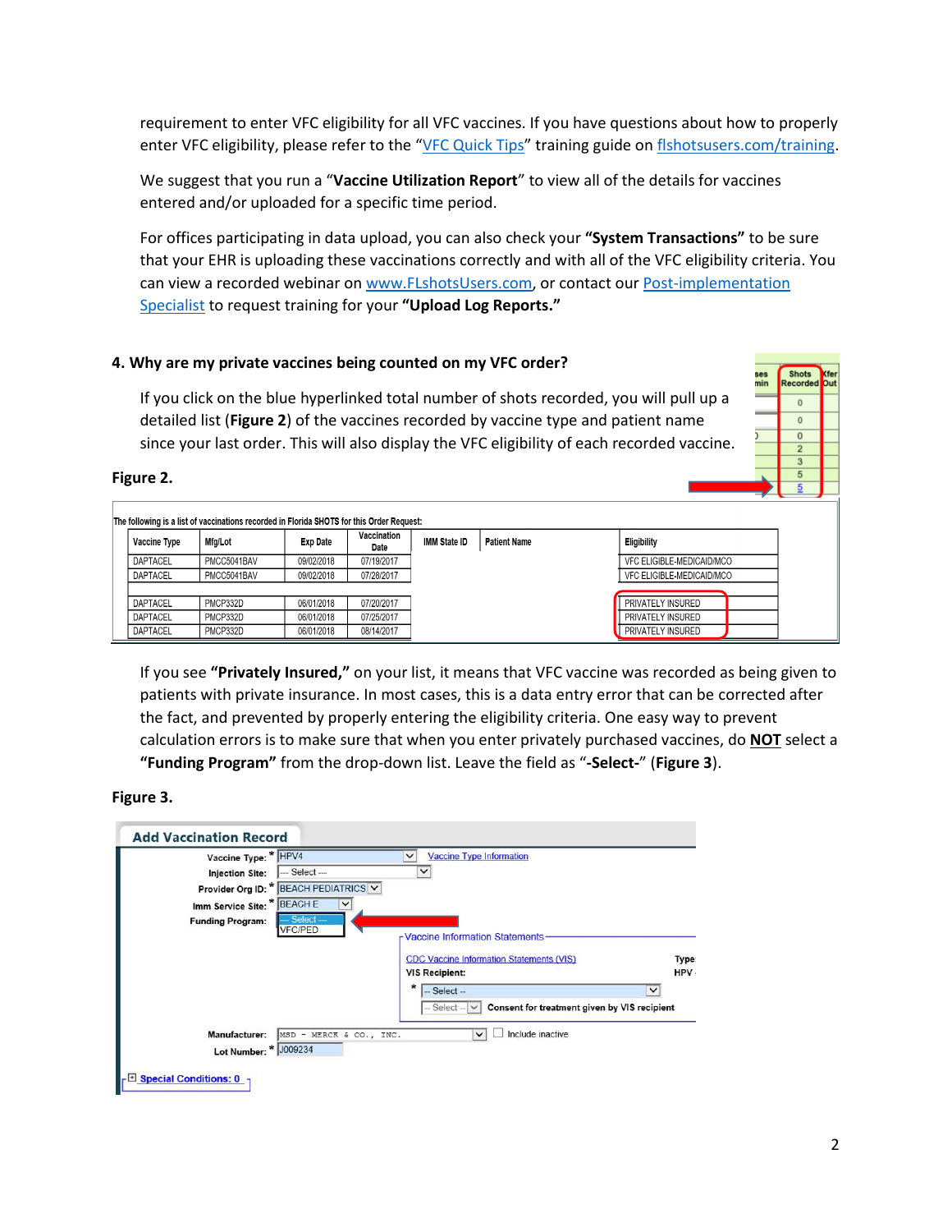requirement to enter VFC eligibility for all VFC vaccines. If you have questions about how to properly enter VFC eligibility, please refer to the "VFC Quick Tips" training guide on flshotsusers.com/training.

We suggest that you run a "**Vaccine Utilization Report**" to view all of the details for vaccines entered and/or uploaded for a specific time period.

For offices participating in data upload, you can also check your **"System Transactions"** to be sure that your EHR is uploading these vaccinations correctly and with all of the VFC eligibility criteria. You can view a recorded webinar on www.FLshotsUsers.com, or contact our Post-implementation Specialist to request training for your **"Upload Log Reports."**

### 4. Why are my private vaccines being counted on my VFC order?

If you click on the blue hyperlinked total number of shots recorded, you will pull up a detailed list (**Figure 2**) of the vaccines recorded by vaccine type and patient name since your last order. This will also display the VFC eligibility of each recorded vaccine.

**Figure 2.**

The following is a list of vaccinations recorded in Florida SHOTS for this Order Request:

| Vaccine Type | Mfg/Lot | Exp Date | Vaccination Date | IMM State ID | Patient Name | Eligibility |
|---|---|---|---|---|---|---|
| DAPTACEL | PMCC5041BAV | 09/02/2018 | 07/19/2017 | | | VFC ELIGIBLE-MEDICAID/MCO |
| DAPTACEL | PMCC5041BAV | 09/02/2018 | 07/28/2017 | | | VFC ELIGIBLE-MEDICAID/MCO |
| DAPTACEL | PMCP332D | 06/01/2018 | 07/20/2017 | | | PRIVATELY INSURED |
| DAPTACEL | PMCP332D | 06/01/2018 | 07/25/2017 | | | PRIVATELY INSURED |
| DAPTACEL | PMCP332D | 06/01/2018 | 08/14/2017 | | | PRIVATELY INSURED |

If you see **"Privately Insured,"** on your list, it means that VFC vaccine was recorded as being given to patients with private insurance. In most cases, this is a data entry error that can be corrected after the fact, and prevented by properly entering the eligibility criteria. One easy way to prevent calculation errors is to make sure that when you enter privately purchased vaccines, do **NOT** select a **"Funding Program"** from the drop-down list. Leave the field as "**-Select-**" (**Figure 3**).

**Figure 3.**

**Add Vaccination Record**

- Vaccine Type: * HPV4 — Vaccine Type Information
- Injection Site: -- Select --
- Provider Org ID: * BEACH PEDIATRICS
- Imm Service Site: * BEACH E
- Funding Program: -- Select -- / VFC/PED
- Vaccine Information Statements: CDC Vaccine Information Statements (VIS) — Type: HPV
- VIS Recipient: * -- Select --
- -- Select -- Consent for treatment given by VIS recipient
- Manufacturer: MSD - MERCK & CO., INC. — Include inactive
- Lot Number: * J009234
- Special Conditions: 0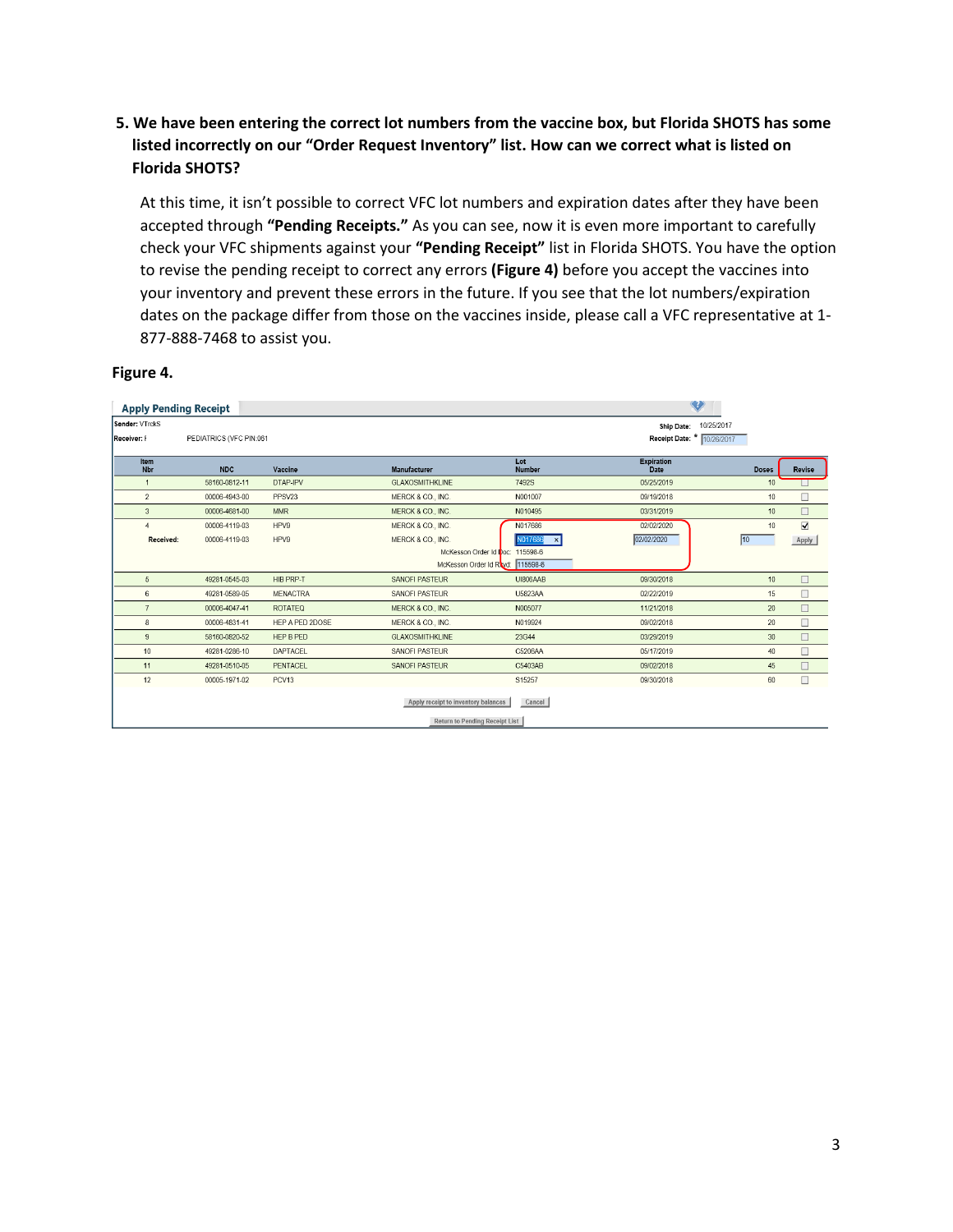**5. We have been entering the correct lot numbers from the vaccine box, but Florida SHOTS has some listed incorrectly on our "Order Request Inventory" list. How can we correct what is listed on Florida SHOTS?**

At this time, it isn't possible to correct VFC lot numbers and expiration dates after they have been accepted through **"Pending Receipts."** As you can see, now it is even more important to carefully check your VFC shipments against your **"Pending Receipt"** list in Florida SHOTS. You have the option to revise the pending receipt to correct any errors **(Figure 4)** before you accept the vaccines into your inventory and prevent these errors in the future. If you see that the lot numbers/expiration dates on the package differ from those on the vaccines inside, please call a VFC representative at 1-877-888-7468 to assist you.

**Figure 4.**

**Apply Pending Receipt**

Sender: VTrckS
Receiver: PEDIATRICS (VFC PIN:061

Ship Date: 10/25/2017
Receipt Date: * 10/26/2017

| Item Nbr | NDC | Vaccine | Manufacturer | Lot Number | Expiration Date | Doses | Revise |
|---|---|---|---|---|---|---|---|
| 1 | 58160-0812-11 | DTAP-IPV | GLAXOSMITHKLINE | 7492S | 05/25/2019 | 10 | ☐ |
| 2 | 00006-4943-00 | PPSV23 | MERCK & CO., INC. | N001007 | 09/19/2018 | 10 | ☐ |
| 3 | 00006-4681-00 | MMR | MERCK & CO., INC. | N010495 | 03/31/2019 | 10 | ☐ |
| 4 | 00006-4119-03 | HPV9 | MERCK & CO., INC. | N017686 | 02/02/2020 | 10 | ☑ |
| Received: | 00006-4119-03 | HPV9 | MERCK & CO., INC. | N017686 | 02/02/2020 | 10 | Apply |
| | | | McKesson Order Id Doc: | 115598-6 | | | |
| | | | McKesson Order Id Rcvd: | 115598-6 | | | |
| 5 | 49281-0545-03 | HIB PRP-T | SANOFI PASTEUR | UI806AAB | 09/30/2018 | 10 | ☐ |
| 6 | 49281-0589-05 | MENACTRA | SANOFI PASTEUR | U5823AA | 02/22/2019 | 15 | ☐ |
| 7 | 00006-4047-41 | ROTATEQ | MERCK & CO., INC. | N005077 | 11/21/2018 | 20 | ☐ |
| 8 | 00006-4831-41 | HEP A PED 2DOSE | MERCK & CO., INC. | N019924 | 09/02/2018 | 20 | ☐ |
| 9 | 58160-0820-52 | HEP B PED | GLAXOSMITHKLINE | 23G44 | 03/29/2019 | 30 | ☐ |
| 10 | 49281-0286-10 | DAPTACEL | SANOFI PASTEUR | C5206AA | 05/17/2019 | 40 | ☐ |
| 11 | 49281-0510-05 | PENTACEL | SANOFI PASTEUR | C5403AB | 09/02/2018 | 45 | ☐ |
| 12 | 00005-1971-02 | PCV13 | | S15257 | 09/30/2018 | 60 | ☐ |

Apply receipt to inventory balances | Cancel

Return to Pending Receipt List